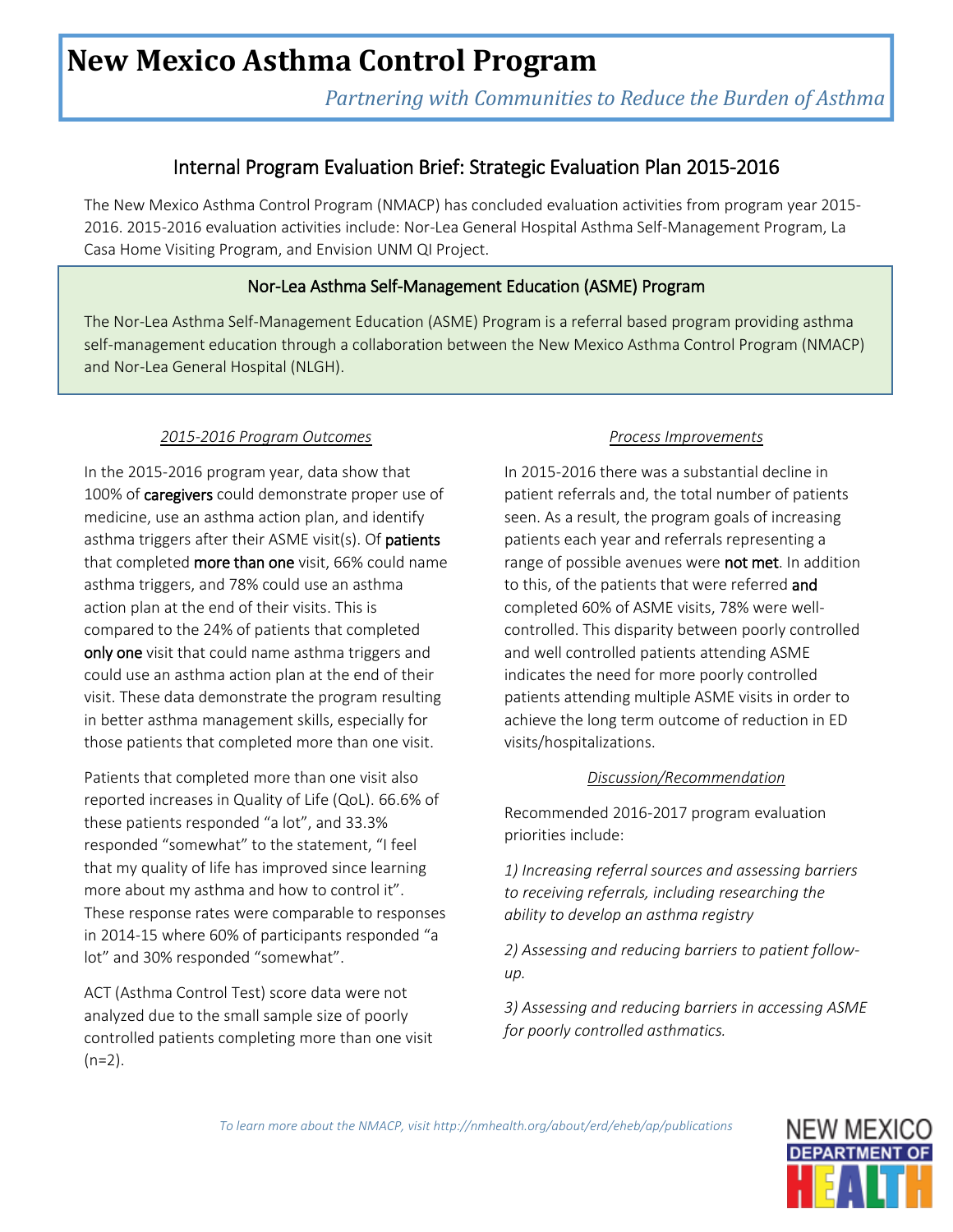# New Mexico Asthma Control Program

*Partnering with Communities to Reduce the Burden of Asthma*

## Internal Program Evaluation Brief: Strategic Evaluation Plan 2015-2016

The New Mexico Asthma Control Program (NMACP) has concluded evaluation activities from program year 2015-2016. 2015-2016 evaluation activities include: Nor-Lea General Hospital Asthma Self-Management Program, La Casa Home Visiting Program, and Envision UNM QI Project.

### Nor-Lea Asthma Self-Management Education (ASME) Program

The Nor-Lea Asthma Self-Management Education (ASME) Program is a referral based program providing asthma self-management education through a collaboration between the New Mexico Asthma Control Program (NMACP) and Nor-Lea General Hospital (NLGH).

#### *2015-2016 Program Outcomes*

In the 2015-2016 program year, data show that 100% of caregivers could demonstrate proper use of medicine, use an asthma action plan, and identify asthma triggers after their ASME visit(s). Of patients that completed more than one visit, 66% could name asthma triggers, and 78% could use an asthma action plan at the end of their visits. This is compared to the 24% of patients that completed only one visit that could name asthma triggers and could use an asthma action plan at the end of their visit. These data demonstrate the program resulting in better asthma management skills, especially for those patients that completed more than one visit.

Patients that completed more than one visit also reported increases in Quality of Life (QoL). 66.6% of these patients responded "a lot", and 33.3% responded "somewhat" to the statement, "I feel that my quality of life has improved since learning more about my asthma and how to control it". These response rates were comparable to responses in 2014-15 where 60% of participants responded "a lot" and 30% responded "somewhat".

ACT (Asthma Control Test) score data were not analyzed due to the small sample size of poorly controlled patients completing more than one visit (n=2).

#### *Process Improvements*

In 2015-2016 there was a substantial decline in patient referrals and, the total number of patients seen. As a result, the program goals of increasing patients each year and referrals representing a range of possible avenues were not met. In addition to this, of the patients that were referred and completed 60% of ASME visits, 78% were well-controlled. This disparity between poorly controlled and well controlled patients attending ASME indicates the need for more poorly controlled patients attending multiple ASME visits in order to achieve the long term outcome of reduction in ED visits/hospitalizations.

#### *Discussion/Recommendation*

Recommended 2016-2017 program evaluation priorities include:

*1) Increasing referral sources and assessing barriers to receiving referrals, including researching the ability to develop an asthma registry*

*2) Assessing and reducing barriers to patient follow-up.*

*3) Assessing and reducing barriers in accessing ASME for poorly controlled asthmatics.*

*To learn more about the NMACP, visit http://nmhealth.org/about/erd/eheb/ap/publications*

NEW MEXICO DEPARTMENT OF HEALTH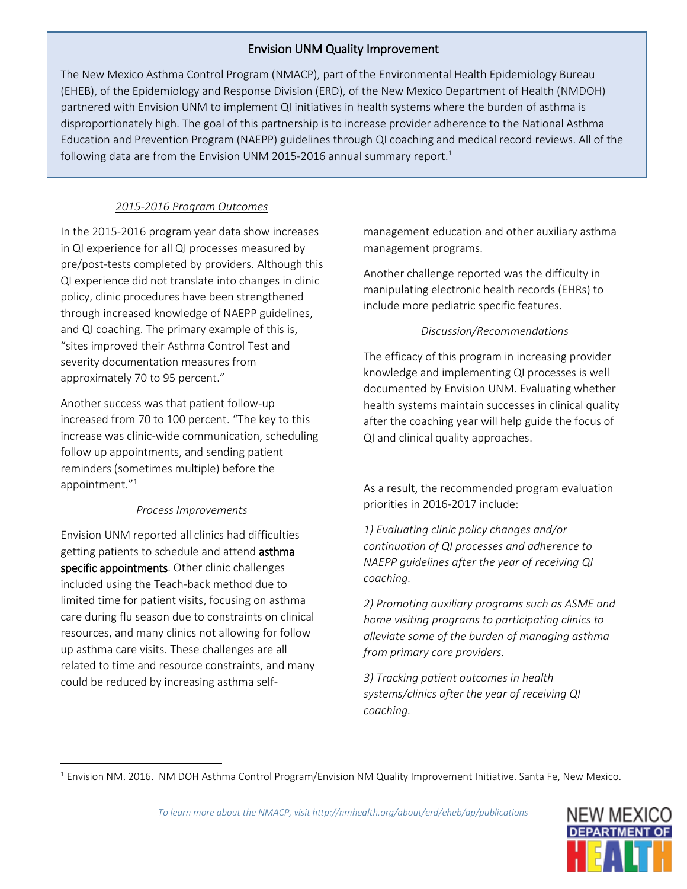## Envision UNM Quality Improvement

The New Mexico Asthma Control Program (NMACP), part of the Environmental Health Epidemiology Bureau (EHEB), of the Epidemiology and Response Division (ERD), of the New Mexico Department of Health (NMDOH) partnered with Envision UNM to implement QI initiatives in health systems where the burden of asthma is disproportionately high. The goal of this partnership is to increase provider adherence to the National Asthma Education and Prevention Program (NAEPP) guidelines through QI coaching and medical record reviews. All of the following data are from the Envision UNM 2015-2016 annual summary report.[1]

### *2015-2016 Program Outcomes*

In the 2015-2016 program year data show increases in QI experience for all QI processes measured by pre/post-tests completed by providers. Although this QI experience did not translate into changes in clinic policy, clinic procedures have been strengthened through increased knowledge of NAEPP guidelines, and QI coaching. The primary example of this is, "sites improved their Asthma Control Test and severity documentation measures from approximately 70 to 95 percent."

Another success was that patient follow-up increased from 70 to 100 percent. "The key to this increase was clinic-wide communication, scheduling follow up appointments, and sending patient reminders (sometimes multiple) before the appointment."[1]

### *Process Improvements*

Envision UNM reported all clinics had difficulties getting patients to schedule and attend asthma specific appointments. Other clinic challenges included using the Teach-back method due to limited time for patient visits, focusing on asthma care during flu season due to constraints on clinical resources, and many clinics not allowing for follow up asthma care visits. These challenges are all related to time and resource constraints, and many could be reduced by increasing asthma self-management education and other auxiliary asthma management programs.

Another challenge reported was the difficulty in manipulating electronic health records (EHRs) to include more pediatric specific features.

### *Discussion/Recommendations*

The efficacy of this program in increasing provider knowledge and implementing QI processes is well documented by Envision UNM. Evaluating whether health systems maintain successes in clinical quality after the coaching year will help guide the focus of QI and clinical quality approaches.

As a result, the recommended program evaluation priorities in 2016-2017 include:

*1) Evaluating clinic policy changes and/or continuation of QI processes and adherence to NAEPP guidelines after the year of receiving QI coaching.*

*2) Promoting auxiliary programs such as ASME and home visiting programs to participating clinics to alleviate some of the burden of managing asthma from primary care providers.*

*3) Tracking patient outcomes in health systems/clinics after the year of receiving QI coaching.*

[1] Envision NM. 2016. NM DOH Asthma Control Program/Envision NM Quality Improvement Initiative. Santa Fe, New Mexico.

*To learn more about the NMACP, visit http://nmhealth.org/about/erd/eheb/ap/publications*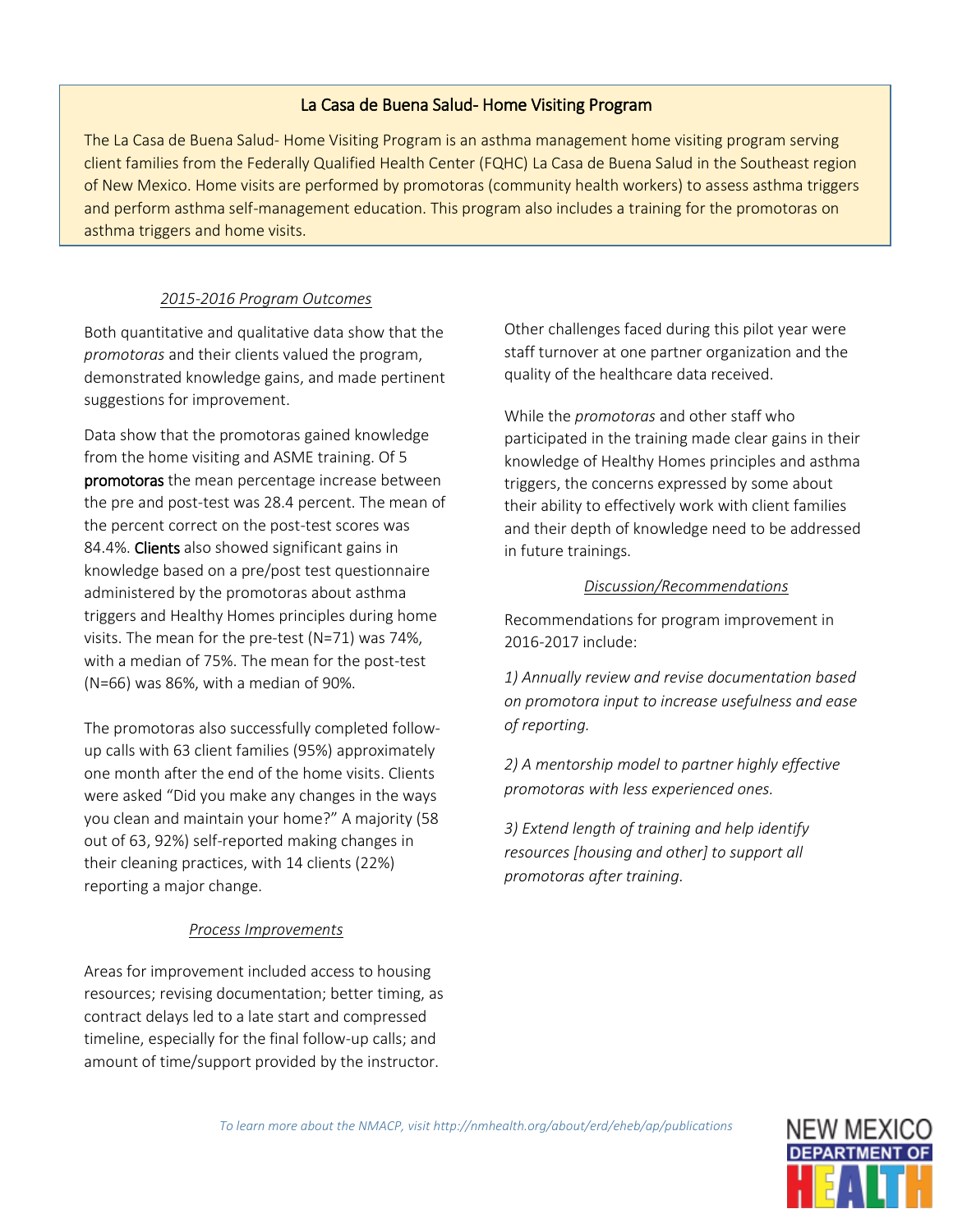## La Casa de Buena Salud- Home Visiting Program

The La Casa de Buena Salud- Home Visiting Program is an asthma management home visiting program serving client families from the Federally Qualified Health Center (FQHC) La Casa de Buena Salud in the Southeast region of New Mexico. Home visits are performed by promotoras (community health workers) to assess asthma triggers and perform asthma self-management education. This program also includes a training for the promotoras on asthma triggers and home visits.

### *2015-2016 Program Outcomes*

Both quantitative and qualitative data show that the *promotoras* and their clients valued the program, demonstrated knowledge gains, and made pertinent suggestions for improvement.

Data show that the promotoras gained knowledge from the home visiting and ASME training. Of 5 **promotoras** the mean percentage increase between the pre and post-test was 28.4 percent. The mean of the percent correct on the post-test scores was 84.4%. **Clients** also showed significant gains in knowledge based on a pre/post test questionnaire administered by the promotoras about asthma triggers and Healthy Homes principles during home visits. The mean for the pre-test (N=71) was 74%, with a median of 75%. The mean for the post-test (N=66) was 86%, with a median of 90%.

The promotoras also successfully completed follow-up calls with 63 client families (95%) approximately one month after the end of the home visits. Clients were asked "Did you make any changes in the ways you clean and maintain your home?" A majority (58 out of 63, 92%) self-reported making changes in their cleaning practices, with 14 clients (22%) reporting a major change.

### *Process Improvements*

Areas for improvement included access to housing resources; revising documentation; better timing, as contract delays led to a late start and compressed timeline, especially for the final follow-up calls; and amount of time/support provided by the instructor.

Other challenges faced during this pilot year were staff turnover at one partner organization and the quality of the healthcare data received.

While the *promotoras* and other staff who participated in the training made clear gains in their knowledge of Healthy Homes principles and asthma triggers, the concerns expressed by some about their ability to effectively work with client families and their depth of knowledge need to be addressed in future trainings.

### *Discussion/Recommendations*

Recommendations for program improvement in 2016-2017 include:

*1) Annually review and revise documentation based on promotora input to increase usefulness and ease of reporting.*

*2) A mentorship model to partner highly effective promotoras with less experienced ones.*

*3) Extend length of training and help identify resources [housing and other] to support all promotoras after training.*

*To learn more about the NMACP, visit http://nmhealth.org/about/erd/eheb/ap/publications*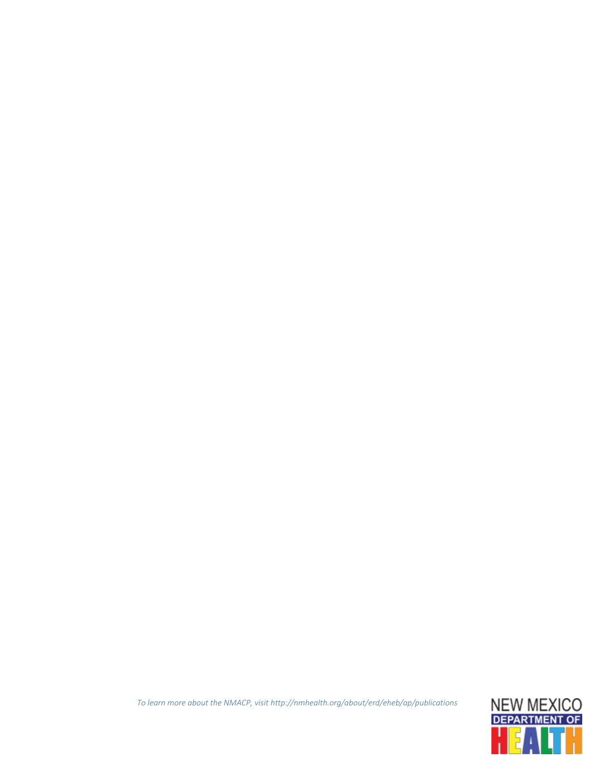*To learn more about the NMACP, visit http://nmhealth.org/about/erd/eheb/ap/publications*

NEW MEXICO DEPARTMENT OF HEALTH